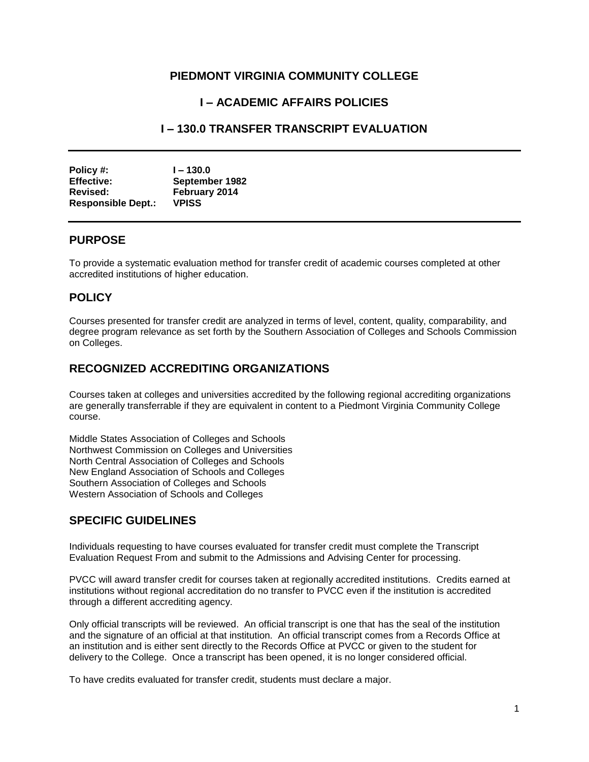# PIEDMONT VIRGINIA COMMUNITY COLLEGE

## I – ACADEMIC AFFAIRS POLICIES

## I – 130.0 TRANSFER TRANSCRIPT EVALUATION

---

**Policy #:** I – 130.0
**Effective:** September 1982
**Revised:** February 2014
**Responsible Dept.:** VPISS

---

## PURPOSE

To provide a systematic evaluation method for transfer credit of academic courses completed at other accredited institutions of higher education.

## POLICY

Courses presented for transfer credit are analyzed in terms of level, content, quality, comparability, and degree program relevance as set forth by the Southern Association of Colleges and Schools Commission on Colleges.

## RECOGNIZED ACCREDITING ORGANIZATIONS

Courses taken at colleges and universities accredited by the following regional accrediting organizations are generally transferrable if they are equivalent in content to a Piedmont Virginia Community College course.

Middle States Association of Colleges and Schools
Northwest Commission on Colleges and Universities
North Central Association of Colleges and Schools
New England Association of Schools and Colleges
Southern Association of Colleges and Schools
Western Association of Schools and Colleges

## SPECIFIC GUIDELINES

Individuals requesting to have courses evaluated for transfer credit must complete the Transcript Evaluation Request From and submit to the Admissions and Advising Center for processing.

PVCC will award transfer credit for courses taken at regionally accredited institutions. Credits earned at institutions without regional accreditation do no transfer to PVCC even if the institution is accredited through a different accrediting agency.

Only official transcripts will be reviewed. An official transcript is one that has the seal of the institution and the signature of an official at that institution. An official transcript comes from a Records Office at an institution and is either sent directly to the Records Office at PVCC or given to the student for delivery to the College. Once a transcript has been opened, it is no longer considered official.

To have credits evaluated for transfer credit, students must declare a major.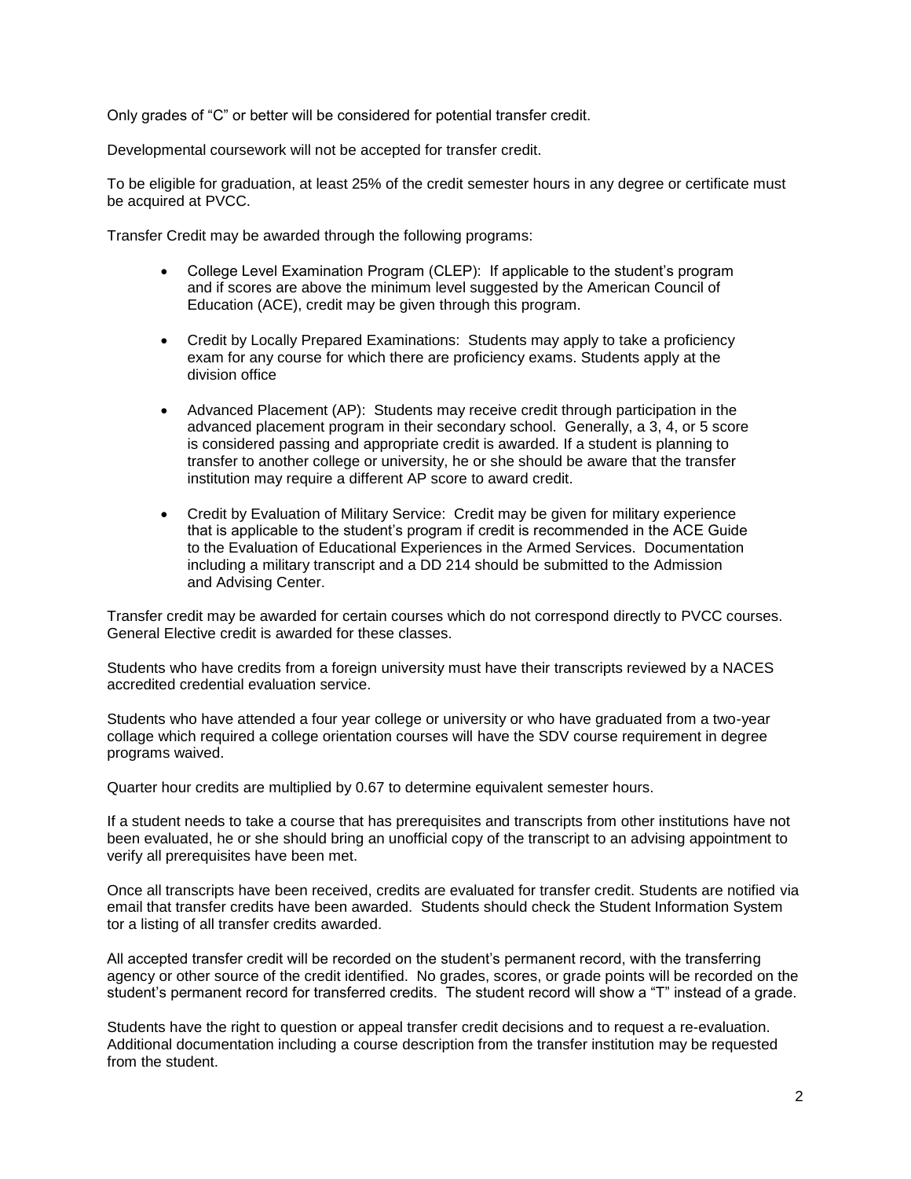Only grades of "C" or better will be considered for potential transfer credit.

Developmental coursework will not be accepted for transfer credit.

To be eligible for graduation, at least 25% of the credit semester hours in any degree or certificate must be acquired at PVCC.

Transfer Credit may be awarded through the following programs:

- College Level Examination Program (CLEP): If applicable to the student's program and if scores are above the minimum level suggested by the American Council of Education (ACE), credit may be given through this program.

- Credit by Locally Prepared Examinations: Students may apply to take a proficiency exam for any course for which there are proficiency exams. Students apply at the division office

- Advanced Placement (AP): Students may receive credit through participation in the advanced placement program in their secondary school. Generally, a 3, 4, or 5 score is considered passing and appropriate credit is awarded. If a student is planning to transfer to another college or university, he or she should be aware that the transfer institution may require a different AP score to award credit.

- Credit by Evaluation of Military Service: Credit may be given for military experience that is applicable to the student's program if credit is recommended in the ACE Guide to the Evaluation of Educational Experiences in the Armed Services. Documentation including a military transcript and a DD 214 should be submitted to the Admission and Advising Center.

Transfer credit may be awarded for certain courses which do not correspond directly to PVCC courses. General Elective credit is awarded for these classes.

Students who have credits from a foreign university must have their transcripts reviewed by a NACES accredited credential evaluation service.

Students who have attended a four year college or university or who have graduated from a two-year collage which required a college orientation courses will have the SDV course requirement in degree programs waived.

Quarter hour credits are multiplied by 0.67 to determine equivalent semester hours.

If a student needs to take a course that has prerequisites and transcripts from other institutions have not been evaluated, he or she should bring an unofficial copy of the transcript to an advising appointment to verify all prerequisites have been met.

Once all transcripts have been received, credits are evaluated for transfer credit. Students are notified via email that transfer credits have been awarded. Students should check the Student Information System tor a listing of all transfer credits awarded.

All accepted transfer credit will be recorded on the student's permanent record, with the transferring agency or other source of the credit identified. No grades, scores, or grade points will be recorded on the student's permanent record for transferred credits. The student record will show a "T" instead of a grade.

Students have the right to question or appeal transfer credit decisions and to request a re-evaluation. Additional documentation including a course description from the transfer institution may be requested from the student.